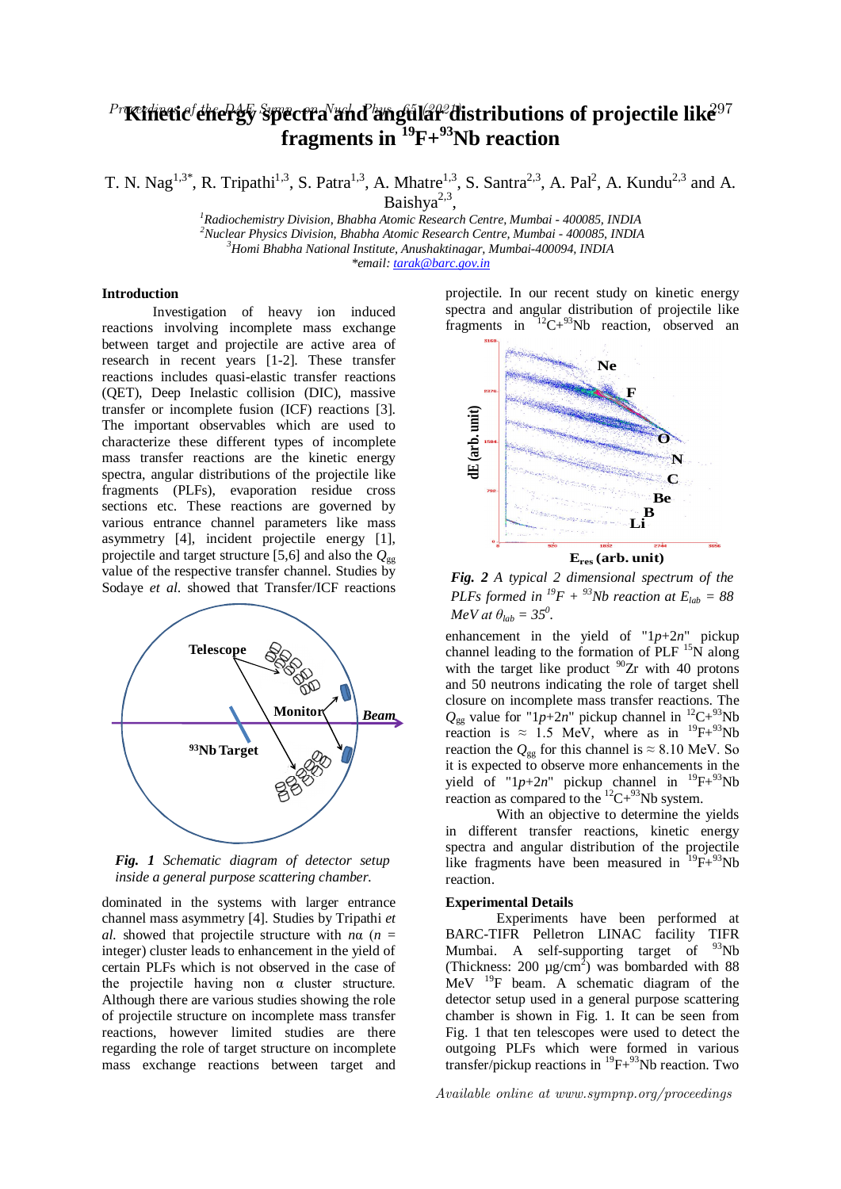# Kinetic energy spectra and angular distributions of projectile like fragments in $^{19}$F+$^{93}$Nb reaction

T. N. Nag[1,3*], R. Tripathi[1,3], S. Patra[1,3], A. Mhatre[1,3], S. Santra[2,3], A. Pal[2], A. Kundu[2,3] and A. Baishya[2,3],

[1]*Radiochemistry Division, Bhabha Atomic Research Centre, Mumbai - 400085, INDIA*
[2]*Nuclear Physics Division, Bhabha Atomic Research Centre, Mumbai - 400085, INDIA*
[3]*Homi Bhabha National Institute, Anushaktinagar, Mumbai-400094, INDIA*
*\*email: tarak@barc.gov.in*

## Introduction

Investigation of heavy ion induced reactions involving incomplete mass exchange between target and projectile are active area of research in recent years [1-2]. These transfer reactions includes quasi-elastic transfer reactions (QET), Deep Inelastic collision (DIC), massive transfer or incomplete fusion (ICF) reactions [3]. The important observables which are used to characterize these different types of incomplete mass transfer reactions are the kinetic energy spectra, angular distributions of the projectile like fragments (PLFs), evaporation residue cross sections etc. These reactions are governed by various entrance channel parameters like mass asymmetry [4], incident projectile energy [1], projectile and target structure [5,6] and also the $Q_{gg}$ value of the respective transfer channel. Studies by Sodaye *et al.* showed that Transfer/ICF reactions dominated in the systems with larger entrance channel mass asymmetry [4]. Studies by Tripathi *et al.* showed that projectile structure with $n\alpha$ ($n$ = integer) cluster leads to enhancement in the yield of certain PLFs which is not observed in the case of the projectile having non $\alpha$ cluster structure. Although there are various studies showing the role of projectile structure on incomplete mass transfer reactions, however limited studies are there regarding the role of target structure on incomplete mass exchange reactions between target and projectile. In our recent study on kinetic energy spectra and angular distribution of projectile like fragments in $^{12}$C+$^{93}$Nb reaction, observed an enhancement in the yield of "1$p$+2$n$" pickup channel leading to the formation of PLF $^{15}$N along with the target like product $^{90}$Zr with 40 protons and 50 neutrons indicating the role of target shell closure on incomplete mass transfer reactions. The $Q_{gg}$ value for "1$p$+2$n$" pickup channel in $^{12}$C+$^{93}$Nb reaction is ≈ 1.5 MeV, where as in $^{19}$F+$^{93}$Nb reaction the $Q_{gg}$ for this channel is ≈ 8.10 MeV. So it is expected to observe more enhancements in the yield of "1$p$+2$n$" pickup channel in $^{19}$F+$^{93}$Nb reaction as compared to the $^{12}$C+$^{93}$Nb system.

*Fig. 1 Schematic diagram of detector setup inside a general purpose scattering chamber.*

*Fig. 2 A typical 2 dimensional spectrum of the PLFs formed in $^{19}F$ + $^{93}Nb$ reaction at $E_{lab}$ = 88 MeV at $\theta_{lab} = 35^0$.*

With an objective to determine the yields in different transfer reactions, kinetic energy spectra and angular distribution of the projectile like fragments have been measured in $^{19}$F+$^{93}$Nb reaction.

## Experimental Details

Experiments have been performed at BARC-TIFR Pelletron LINAC facility TIFR Mumbai. A self-supporting target of $^{93}$Nb (Thickness: 200 μg/cm$^2$) was bombarded with 88 MeV $^{19}$F beam. A schematic diagram of the detector setup used in a general purpose scattering chamber is shown in Fig. 1. It can be seen from Fig. 1 that ten telescopes were used to detect the outgoing PLFs which were formed in various transfer/pickup reactions in $^{19}$F+$^{93}$Nb reaction. Two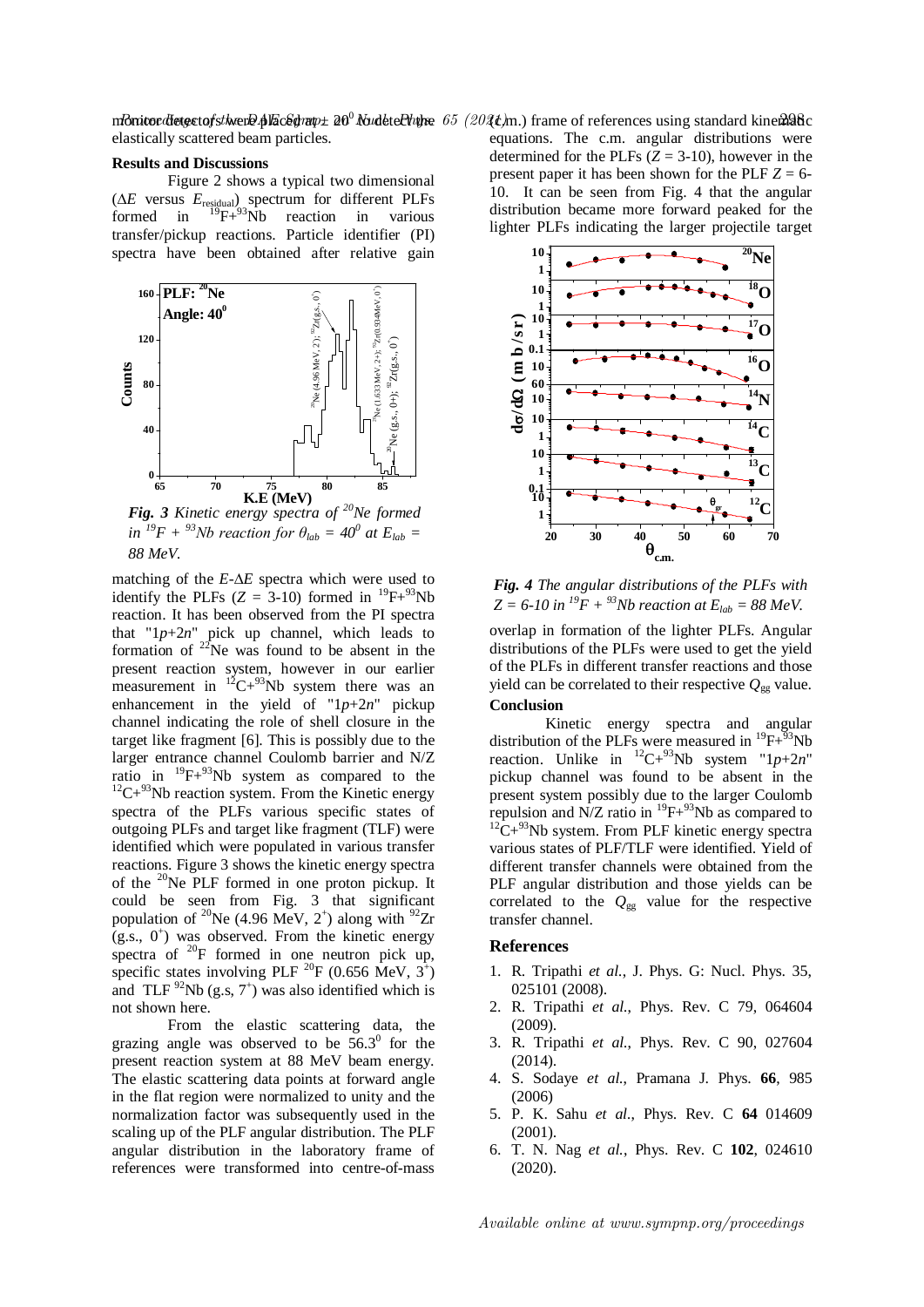monitor detectors were placed at ± 20° to detect the elastically scattered beam particles.

## Results and Discussions

Figure 2 shows a typical two dimensional ($\Delta E$ versus $E_{\mathrm{residual}}$) spectrum for different PLFs formed in $^{19}$F+$^{93}$Nb reaction in various transfer/pickup reactions. Particle identifier (PI) spectra have been obtained after relative gain

PLF: $^{20}$Ne
Angle: 40$^0$
160
120
80
40
0
Counts
65 70 75 80 85
K.E (MeV)
$^{20}$Ne (4.96 MeV, 2$^+$); $^{92}$Zr(g.s., 0$^+$)
$^{20}$Ne (1.633 MeV, 2+); $^{92}$Zr(0.934MeV, 0$^+$)
$^{20}$Ne (g.s., 0+); $^{92}$Zr(g.s., 0$^+$)

*Fig. 3 Kinetic energy spectra of $^{20}$Ne formed in $^{19}$F + $^{93}$Nb reaction for $\theta_{lab}$ = 40$^0$ at $E_{lab}$ = 88 MeV.*

matching of the $E$-$\Delta E$ spectra which were used to identify the PLFs ($Z$ = 3-10) formed in $^{19}$F+$^{93}$Nb reaction. It has been observed from the PI spectra that "1$p$+2$n$" pick up channel, which leads to formation of $^{22}$Ne was found to be absent in the present reaction system, however in our earlier measurement in $^{12}$C+$^{93}$Nb system there was an enhancement in the yield of "1$p$+2$n$" pickup channel indicating the role of shell closure in the target like fragment [6]. This is possibly due to the larger entrance channel Coulomb barrier and N/Z ratio in $^{19}$F+$^{93}$Nb system as compared to the $^{12}$C+$^{93}$Nb reaction system. From the Kinetic energy spectra of the PLFs various specific states of outgoing PLFs and target like fragment (TLF) were identified which were populated in various transfer reactions. Figure 3 shows the kinetic energy spectra of the $^{20}$Ne PLF formed in one proton pickup. It could be seen from Fig. 3 that significant population of $^{20}$Ne (4.96 MeV, 2$^+$) along with $^{92}$Zr (g.s., 0$^+$) was observed. From the kinetic energy spectra of $^{20}$F formed in one neutron pick up, specific states involving PLF $^{20}$F (0.656 MeV, 3$^+$) and TLF $^{92}$Nb (g.s, 7$^+$) was also identified which is not shown here.

From the elastic scattering data, the grazing angle was observed to be 56.3$^0$ for the present reaction system at 88 MeV beam energy. The elastic scattering data points at forward angle in the flat region were normalized to unity and the normalization factor was subsequently used in the scaling up of the PLF angular distribution. The PLF angular distribution in the laboratory frame of references were transformed into centre-of-mass (c.m.) frame of references using standard kinematic equations. The c.m. angular distributions were determined for the PLFs ($Z$ = 3-10), however in the present paper it has been shown for the PLF $Z$ = 6-10. It can be seen from Fig. 4 that the angular distribution became more forward peaked for the lighter PLFs indicating the larger projectile target

$^{20}$Ne
$^{18}$O
$^{17}$O
$^{16}$O
$^{14}$N
$^{14}$C
$^{13}$C
$^{12}$C
$\theta_{gr}$
dσ/dΩ ( m b /s r)
$\theta_{c.m.}$
20 30 40 50 60 70

*Fig. 4 The angular distributions of the PLFs with $Z$ = 6-10 in $^{19}$F + $^{93}$Nb reaction at $E_{lab}$ = 88 MeV.*

overlap in formation of the lighter PLFs. Angular distributions of the PLFs were used to get the yield of the PLFs in different transfer reactions and those yield can be correlated to their respective $Q_{gg}$ value.

## Conclusion

Kinetic energy spectra and angular distribution of the PLFs were measured in $^{19}$F+$^{93}$Nb reaction. Unlike in $^{12}$C+$^{93}$Nb system "1$p$+2$n$" pickup channel was found to be absent in the present system possibly due to the larger Coulomb repulsion and N/Z ratio in $^{19}$F+$^{93}$Nb as compared to $^{12}$C+$^{93}$Nb system. From PLF kinetic energy spectra various states of PLF/TLF were identified. Yield of different transfer channels were obtained from the PLF angular distribution and those yields can be correlated to the $Q_{gg}$ value for the respective transfer channel.

## References

1. R. Tripathi *et al.*, J. Phys. G: Nucl. Phys. 35, 025101 (2008).
2. R. Tripathi *et al.*, Phys. Rev. C 79, 064604 (2009).
3. R. Tripathi *et al.*, Phys. Rev. C 90, 027604 (2014).
4. S. Sodaye *et al.*, Pramana J. Phys. **66**, 985 (2006)
5. P. K. Sahu *et al.*, Phys. Rev. C **64** 014609 (2001).
6. T. N. Nag *et al.*, Phys. Rev. C **102**, 024610 (2020).